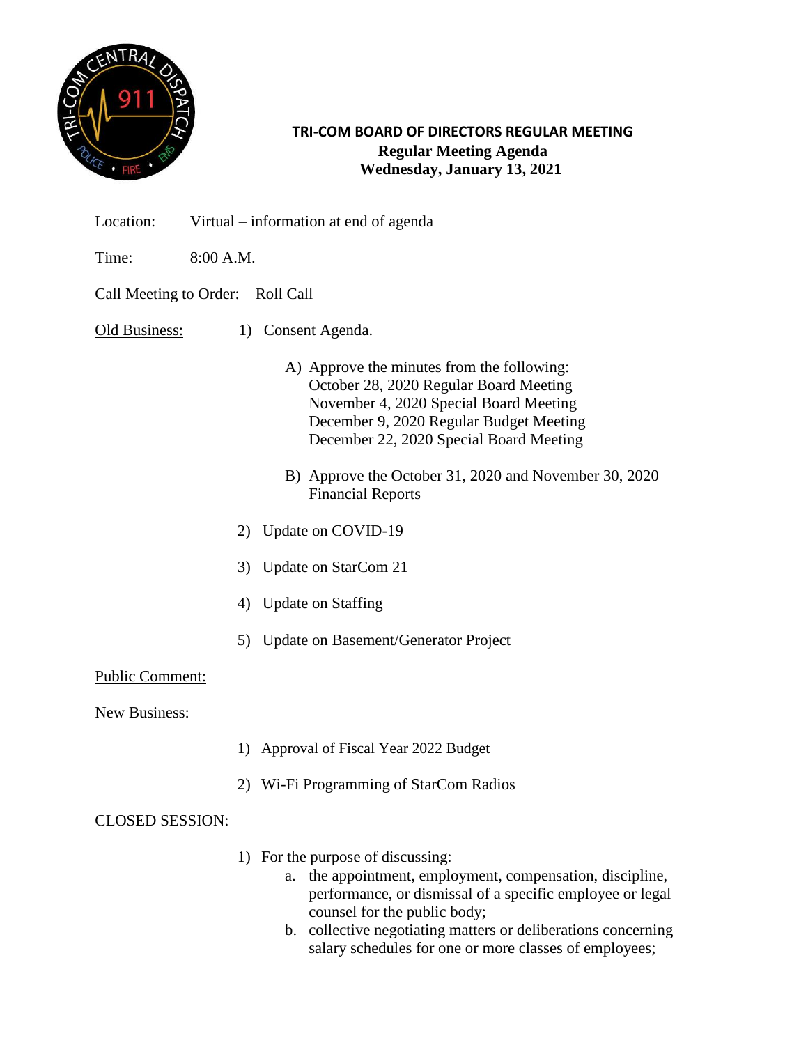# TRI-COM BOARD OF DIRECTORS REGULAR MEETING

**Regular Meeting Agenda**
**Wednesday, January 13, 2021**

Location: Virtual – information at end of agenda

Time: 8:00 A.M.

Call Meeting to Order: Roll Call

Old Business:

1) Consent Agenda.

   A) Approve the minutes from the following:
      October 28, 2020 Regular Board Meeting
      November 4, 2020 Special Board Meeting
      December 9, 2020 Regular Budget Meeting
      December 22, 2020 Special Board Meeting

   B) Approve the October 31, 2020 and November 30, 2020 Financial Reports

2) Update on COVID-19

3) Update on StarCom 21

4) Update on Staffing

5) Update on Basement/Generator Project

Public Comment:

New Business:

1) Approval of Fiscal Year 2022 Budget

2) Wi-Fi Programming of StarCom Radios

CLOSED SESSION:

1) For the purpose of discussing:
   a. the appointment, employment, compensation, discipline, performance, or dismissal of a specific employee or legal counsel for the public body;
   b. collective negotiating matters or deliberations concerning salary schedules for one or more classes of employees;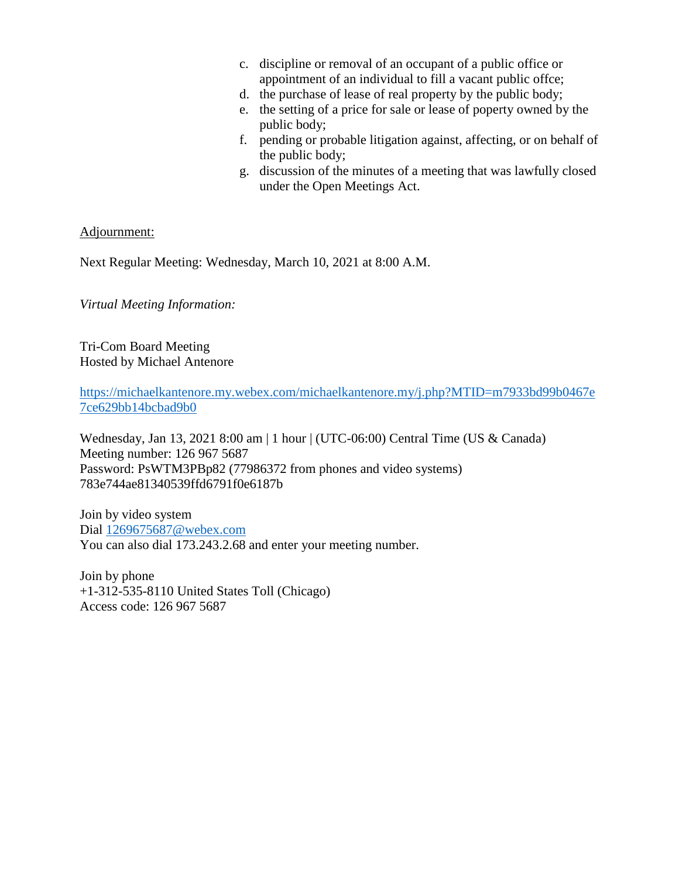c. discipline or removal of an occupant of a public office or appointment of an individual to fill a vacant public offce;
d. the purchase of lease of real property by the public body;
e. the setting of a price for sale or lease of poperty owned by the public body;
f. pending or probable litigation against, affecting, or on behalf of the public body;
g. discussion of the minutes of a meeting that was lawfully closed under the Open Meetings Act.

Adjournment:

Next Regular Meeting: Wednesday, March 10, 2021 at 8:00 A.M.

*Virtual Meeting Information:*

Tri-Com Board Meeting
Hosted by Michael Antenore

https://michaelkantenore.my.webex.com/michaelkantenore.my/j.php?MTID=m7933bd99b0467e7ce629bb14bcbad9b0

Wednesday, Jan 13, 2021 8:00 am | 1 hour | (UTC-06:00) Central Time (US & Canada)
Meeting number: 126 967 5687
Password: PsWTM3PBp82 (77986372 from phones and video systems)
783e744ae81340539ffd6791f0e6187b

Join by video system
Dial 1269675687@webex.com
You can also dial 173.243.2.68 and enter your meeting number.

Join by phone
+1-312-535-8110 United States Toll (Chicago)
Access code: 126 967 5687